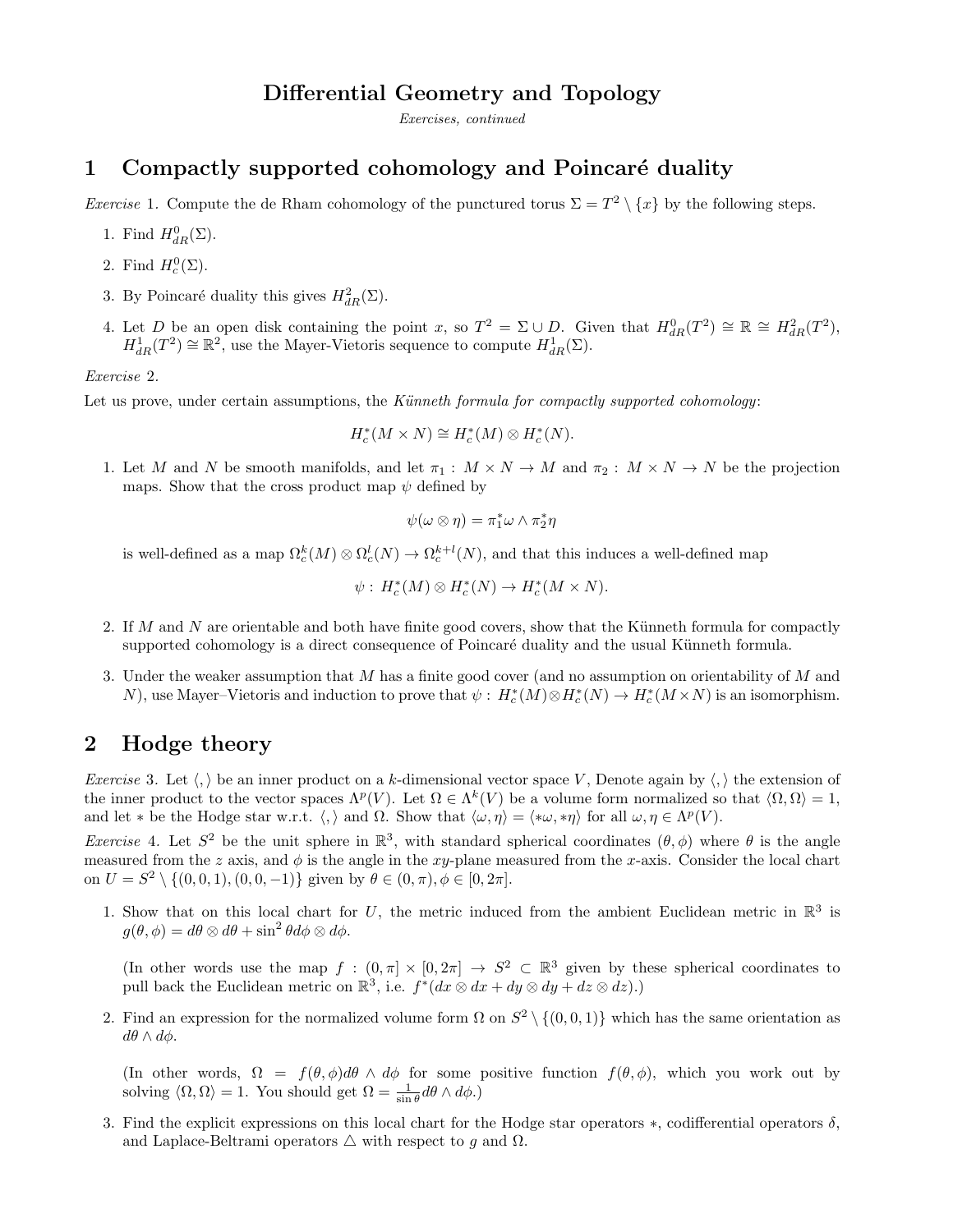# Differential Geometry and Topology

*Exercises, continued*

## 1 Compactly supported cohomology and Poincaré duality

*Exercise* 1. Compute the de Rham cohomology of the punctured torus $\Sigma = T^2 \setminus \{x\}$ by the following steps.

1. Find $H^0_{dR}(\Sigma)$.
2. Find $H^0_c(\Sigma)$.
3. By Poincaré duality this gives $H^2_{dR}(\Sigma)$.
4. Let $D$ be an open disk containing the point $x$, so $T^2 = \Sigma \cup D$. Given that $H^0_{dR}(T^2) \cong \mathbb{R} \cong H^2_{dR}(T^2)$, $H^1_{dR}(T^2) \cong \mathbb{R}^2$, use the Mayer-Vietoris sequence to compute $H^1_{dR}(\Sigma)$.

*Exercise* 2.

Let us prove, under certain assumptions, the *Künneth formula for compactly supported cohomology*:

$$H^*_c(M \times N) \cong H^*_c(M) \otimes H^*_c(N).$$

1. Let $M$ and $N$ be smooth manifolds, and let $\pi_1 : M \times N \to M$ and $\pi_2 : M \times N \to N$ be the projection maps. Show that the cross product map $\psi$ defined by

$$\psi(\omega \otimes \eta) = \pi_1^* \omega \wedge \pi_2^* \eta$$

is well-defined as a map $\Omega^k_c(M) \otimes \Omega^l_c(N) \to \Omega^{k+l}_c(N)$, and that this induces a well-defined map

$$\psi : H^*_c(M) \otimes H^*_c(N) \to H^*_c(M \times N).$$

2. If $M$ and $N$ are orientable and both have finite good covers, show that the Künneth formula for compactly supported cohomology is a direct consequence of Poincaré duality and the usual Künneth formula.
3. Under the weaker assumption that $M$ has a finite good cover (and no assumption on orientability of $M$ and $N$), use Mayer–Vietoris and induction to prove that $\psi : H^*_c(M) \otimes H^*_c(N) \to H^*_c(M \times N)$ is an isomorphism.

## 2 Hodge theory

*Exercise* 3. Let $\langle , \rangle$ be an inner product on a $k$-dimensional vector space $V$, Denote again by $\langle , \rangle$ the extension of the inner product to the vector spaces $\Lambda^p(V)$. Let $\Omega \in \Lambda^k(V)$ be a volume form normalized so that $\langle \Omega, \Omega \rangle = 1$, and let $*$ be the Hodge star w.r.t. $\langle , \rangle$ and $\Omega$. Show that $\langle \omega, \eta \rangle = \langle *\omega, *\eta \rangle$ for all $\omega, \eta \in \Lambda^p(V)$.

*Exercise* 4. Let $S^2$ be the unit sphere in $\mathbb{R}^3$, with standard spherical coordinates $(\theta, \phi)$ where $\theta$ is the angle measured from the $z$ axis, and $\phi$ is the angle in the $xy$-plane measured from the $x$-axis. Consider the local chart on $U = S^2 \setminus \{(0, 0, 1), (0, 0, -1)\}$ given by $\theta \in (0, \pi), \phi \in [0, 2\pi]$.

1. Show that on this local chart for $U$, the metric induced from the ambient Euclidean metric in $\mathbb{R}^3$ is $g(\theta, \phi) = d\theta \otimes d\theta + \sin^2 \theta d\phi \otimes d\phi$.

   (In other words use the map $f : (0, \pi] \times [0, 2\pi] \to S^2 \subset \mathbb{R}^3$ given by these spherical coordinates to pull back the Euclidean metric on $\mathbb{R}^3$, i.e. $f^*(dx \otimes dx + dy \otimes dy + dz \otimes dz)$.)

2. Find an expression for the normalized volume form $\Omega$ on $S^2 \setminus \{(0, 0, 1)\}$ which has the same orientation as $d\theta \wedge d\phi$.

   (In other words, $\Omega = f(\theta, \phi) d\theta \wedge d\phi$ for some positive function $f(\theta, \phi)$, which you work out by solving $\langle \Omega, \Omega \rangle = 1$. You should get $\Omega = \frac{1}{\sin \theta} d\theta \wedge d\phi$.)

3. Find the explicit expressions on this local chart for the Hodge star operators $*$, codifferential operators $\delta$, and Laplace-Beltrami operators $\triangle$ with respect to $g$ and $\Omega$.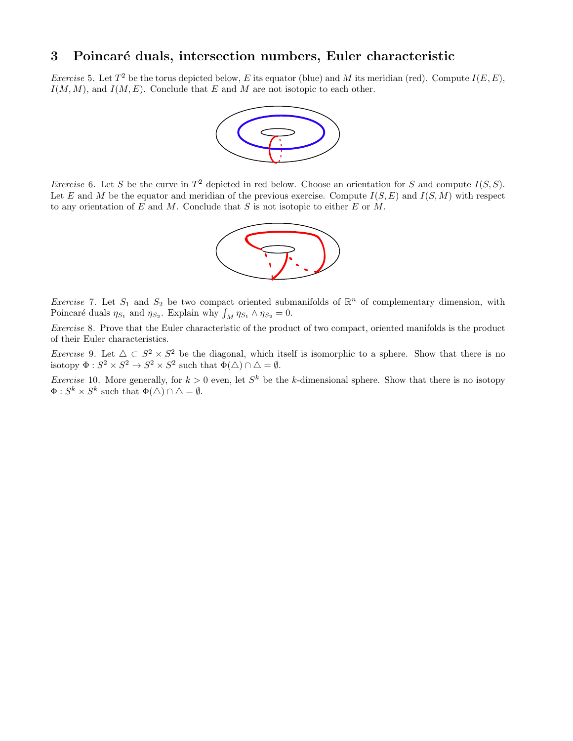## 3 Poincaré duals, intersection numbers, Euler characteristic

*Exercise* 5. Let $T^2$ be the torus depicted below, $E$ its equator (blue) and $M$ its meridian (red). Compute $I(E, E)$, $I(M, M)$, and $I(M, E)$. Conclude that $E$ and $M$ are not isotopic to each other.

*Exercise* 6. Let $S$ be the curve in $T^2$ depicted in red below. Choose an orientation for $S$ and compute $I(S, S)$. Let $E$ and $M$ be the equator and meridian of the previous exercise. Compute $I(S, E)$ and $I(S, M)$ with respect to any orientation of $E$ and $M$. Conclude that $S$ is not isotopic to either $E$ or $M$.

*Exercise* 7. Let $S_1$ and $S_2$ be two compact oriented submanifolds of $\mathbb{R}^n$ of complementary dimension, with Poincaré duals $\eta_{S_1}$ and $\eta_{S_2}$. Explain why $\int_M \eta_{S_1} \wedge \eta_{S_2} = 0$.

*Exercise* 8. Prove that the Euler characteristic of the product of two compact, oriented manifolds is the product of their Euler characteristics.

*Exercise* 9. Let $\triangle \subset S^2 \times S^2$ be the diagonal, which itself is isomorphic to a sphere. Show that there is no isotopy $\Phi : S^2 \times S^2 \to S^2 \times S^2$ such that $\Phi(\triangle) \cap \triangle = \emptyset$.

*Exercise* 10. More generally, for $k > 0$ even, let $S^k$ be the $k$-dimensional sphere. Show that there is no isotopy $\Phi : S^k \times S^k$ such that $\Phi(\triangle) \cap \triangle = \emptyset$.